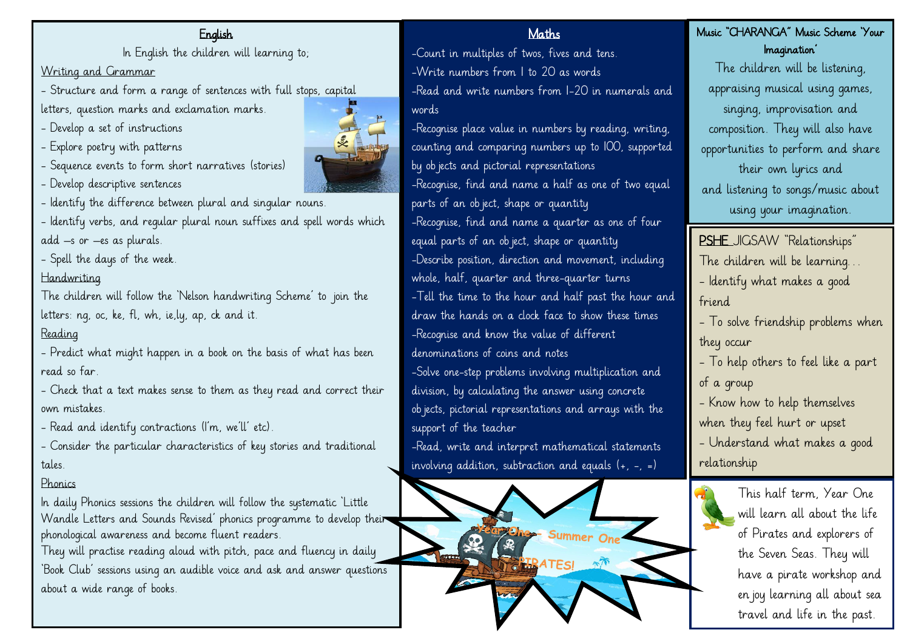## English

In English the children will learning to;

Writing and Grammar

- Structure and form a range of sentences with full stops, capital letters, question marks and exclamation marks.
- Develop a set of instructions
- Explore poetry with patterns
- Sequence events to form short narratives (stories)
- Develop descriptive sentences
- Identify the difference between plural and singular nouns.
- Identify verbs, and regular plural noun suffixes and spell words which add –s or –es as plurals.
- Spell the days of the week.

Handwriting

The children will follow the 'Nelson handwriting Scheme' to join the letters: ng, oc, ke, fl, wh, ie,ly, ap, ck and it.

Reading

- Predict what might happen in a book on the basis of what has been read so far.
- Check that a text makes sense to them as they read and correct their own mistakes.
- Read and identify contractions (I'm, we'll' etc).
- Consider the particular characteristics of key stories and traditional tales.

Phonics

In daily Phonics sessions the children will follow the systematic 'Little Wandle Letters and Sounds Revised' phonics programme to develop their phonological awareness and become fluent readers.

They will practise reading aloud with pitch, pace and fluency in daily 'Book Club' sessions using an audible voice and ask and answer questions about a wide range of books.

## Maths

-Count in multiples of twos, fives and tens.

-Write numbers from 1 to 20 as words

-Read and write numbers from 1-20 in numerals and words

-Recognise place value in numbers by reading, writing, counting and comparing numbers up to 100, supported by objects and pictorial representations

-Recognise, find and name a half as one of two equal parts of an object, shape or quantity

-Recognise, find and name a quarter as one of four equal parts of an object, shape or quantity

-Describe position, direction and movement, including whole, half, quarter and three-quarter turns

-Tell the time to the hour and half past the hour and draw the hands on a clock face to show these times

-Recognise and know the value of different denominations of coins and notes

-Solve one-step problems involving multiplication and division, by calculating the answer using concrete objects, pictorial representations and arrays with the support of the teacher

-Read, write and interpret mathematical statements involving addition, subtraction and equals (+, -, =)

Year One – Summer One

PIRATES!

## Music "CHARANGA" Music Scheme 'Your Imagination'

The children will be listening, appraising musical using games, singing, improvisation and composition. They will also have opportunities to perform and share their own lyrics and and listening to songs/music about using your imagination.

## PSHE JIGSAW "Relationships"

The children will be learning…

- Identify what makes a good friend
- To solve friendship problems when they occur
- To help others to feel like a part of a group
- Know how to help themselves when they feel hurt or upset
- Understand what makes a good relationship

This half term, Year One will learn all about the life of Pirates and explorers of the Seven Seas. They will have a pirate workshop and enjoy learning all about sea travel and life in the past.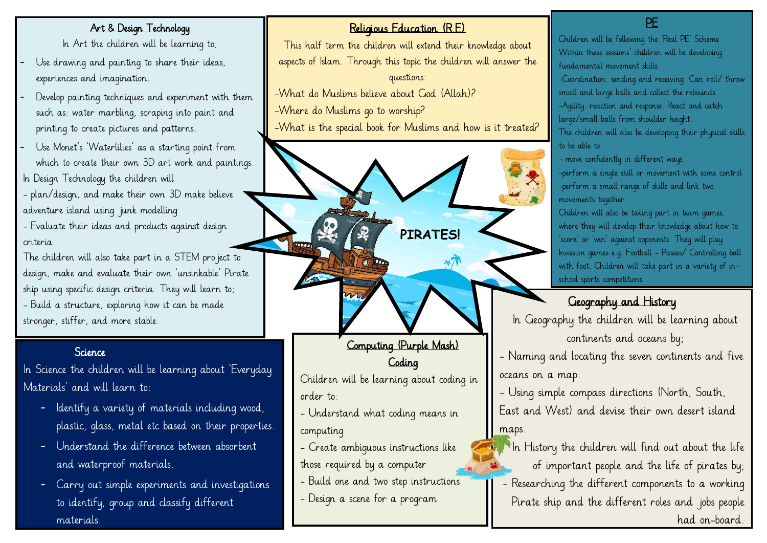## Art & Design Technology

In Art the children will be learning to;

- Use drawing and painting to share their ideas, experiences and imagination.
- Develop painting techniques and experiment with them such as: water marbling, scraping into paint and printing to create pictures and patterns.
- Use Monet's 'Waterlilies' as a starting point from which to create their own 3D art work and paintings.

In Design Technology the children will

- plan/design, and make their own 3D make believe adventure island using junk modelling
- Evaluate their ideas and products against design criteria.

The children will also take part in a STEM project to design, make and evaluate their own 'unsinkable' Pirate ship using specific design criteria. They will learn to;

- Build a structure, exploring how it can be made stronger, stiffer, and more stable.

## Religious Education (R.E)

This half term the children will extend their knowledge about aspects of Islam. Through this topic the children will answer the questions:

- What do Muslims believe about God (Allah)?
- Where do Muslims go to worship?
- What is the special book for Muslims and how is it treated?

## PE

Children will be following the 'Real PE' Scheme. Within these sessions' children will be developing fundamental movement skills:

- Coordination: sending and receiving. Can roll/ throw small and large balls and collect the rebounds.
- Agility: reaction and response. React and catch large/small balls from shoulder height.

The children will also be developing their physical skills to be able to:

- move confidently in different ways
- perform a single skill or movement with some control
- perform a small range of skills and link two movements together.

Children will also be taking part in team games, where they will develop their knowledge about how to 'score' or 'win' against opponents. They will play Invasion games e.g. Football – Passes/ Controlling ball with foot. Children will take part in a variety of in-school sports competitions

# PIRATES!

## Science

In Science the children will be learning about 'Everyday Materials' and will learn to:

- Identify a variety of materials including wood, plastic, glass, metal etc based on their properties.
- Understand the difference between absorbent and waterproof materials.
- Carry out simple experiments and investigations to identify, group and classify different materials.

## Computing (Purple Mash) Coding

Children will be learning about coding in order to:

- Understand what coding means in computing
- Create ambiguous instructions like those required by a computer
- Build one and two step instructions
- Design a scene for a program

## Geography and History

In Geography the children will be learning about continents and oceans by;

- Naming and locating the seven continents and five oceans on a map.
- Using simple compass directions (North, South, East and West) and devise their own desert island maps.

In History the children will find out about the life of important people and the life of pirates by;

- Researching the different components to a working Pirate ship and the different roles and jobs people had on-board.